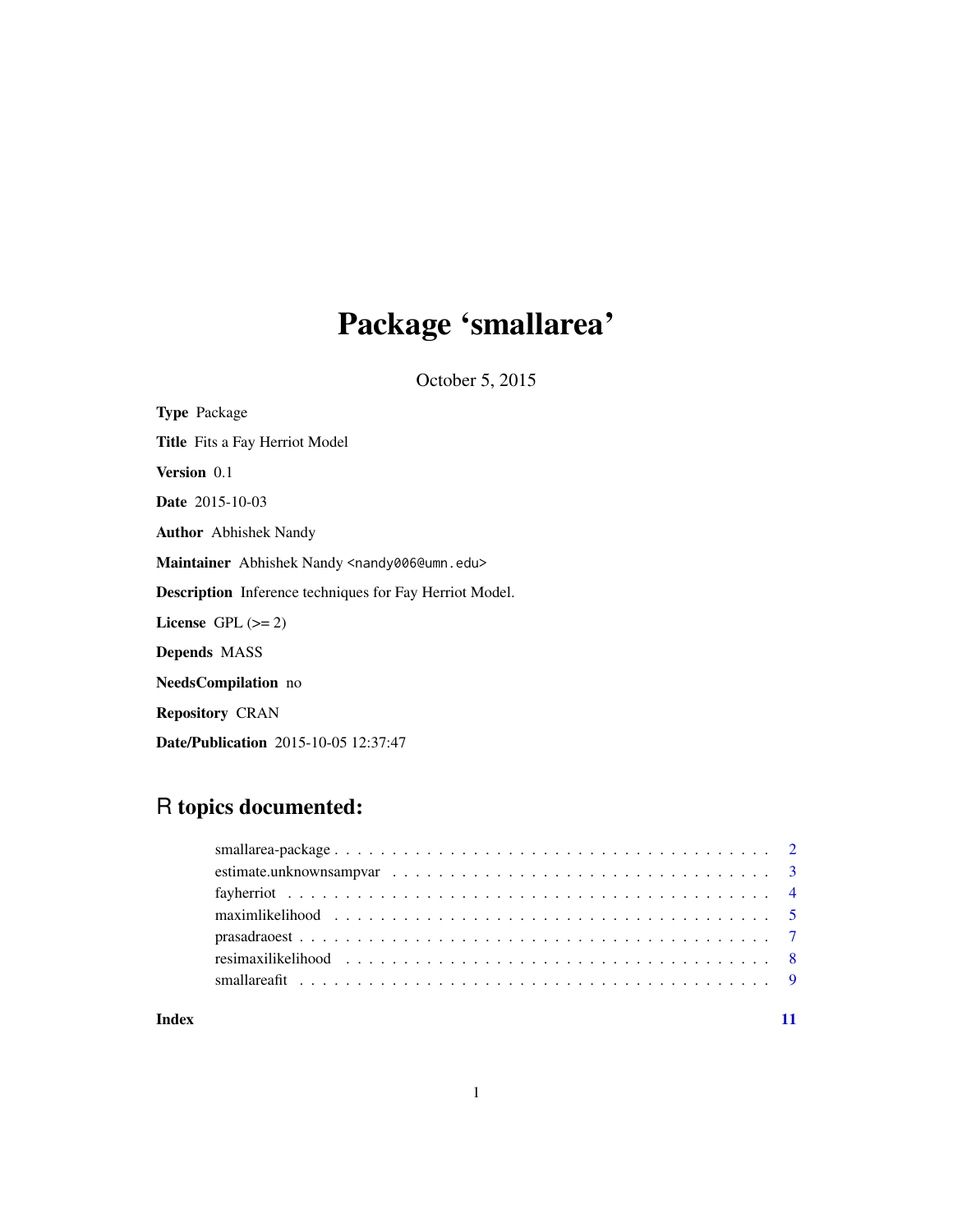# Package 'smallarea'

October 5, 2015

**Type** Package

**Title** Fits a Fay Herriot Model

**Version** 0.1

**Date** 2015-10-03

**Author** Abhishek Nandy

**Maintainer** Abhishek Nandy <nandy006@umn.edu>

**Description** Inference techniques for Fay Herriot Model.

**License** GPL (>= 2)

**Depends** MASS

**NeedsCompilation** no

**Repository** CRAN

**Date/Publication** 2015-10-05 12:37:47

## R topics documented:

| | |
|---|---|
| smallarea-package | 2 |
| estimate.unknownsampvar | 3 |
| fayherriot | 4 |
| maximlikelihood | 5 |
| prasadraoest | 7 |
| resimaxilikelihood | 8 |
| smallareafit | 9 |
| **Index** | **11** |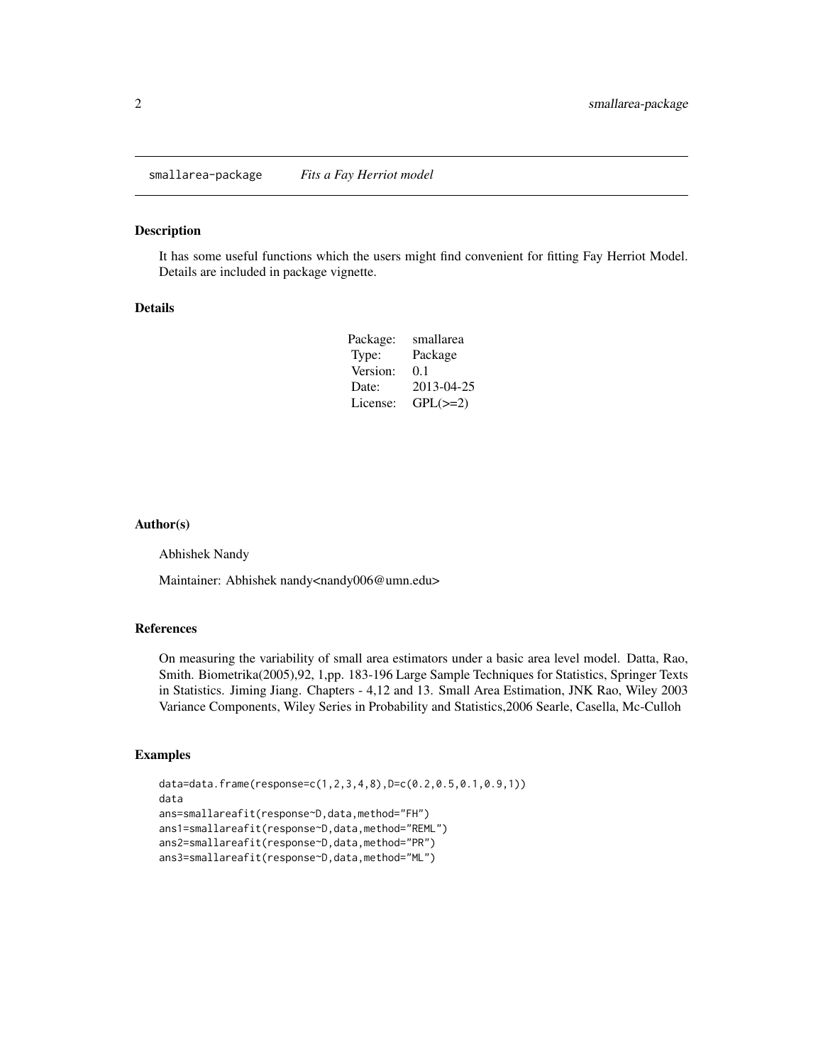smallarea-package    *Fits a Fay Herriot model*

## Description

It has some useful functions which the users might find convenient for fitting Fay Herriot Model. Details are included in package vignette.

## Details

| | |
|---|---|
| Package: | smallarea |
| Type: | Package |
| Version: | 0.1 |
| Date: | 2013-04-25 |
| License: | GPL(>=2) |

## Author(s)

Abhishek Nandy

Maintainer: Abhishek nandy<nandy006@umn.edu>

## References

On measuring the variability of small area estimators under a basic area level model. Datta, Rao, Smith. Biometrika(2005),92, 1,pp. 183-196 Large Sample Techniques for Statistics, Springer Texts in Statistics. Jiming Jiang. Chapters - 4,12 and 13. Small Area Estimation, JNK Rao, Wiley 2003 Variance Components, Wiley Series in Probability and Statistics,2006 Searle, Casella, Mc-Culloh

## Examples

```
data=data.frame(response=c(1,2,3,4,8),D=c(0.2,0.5,0.1,0.9,1))
data
ans=smallareafit(response~D,data,method="FH")
ans1=smallareafit(response~D,data,method="REML")
ans2=smallareafit(response~D,data,method="PR")
ans3=smallareafit(response~D,data,method="ML")
```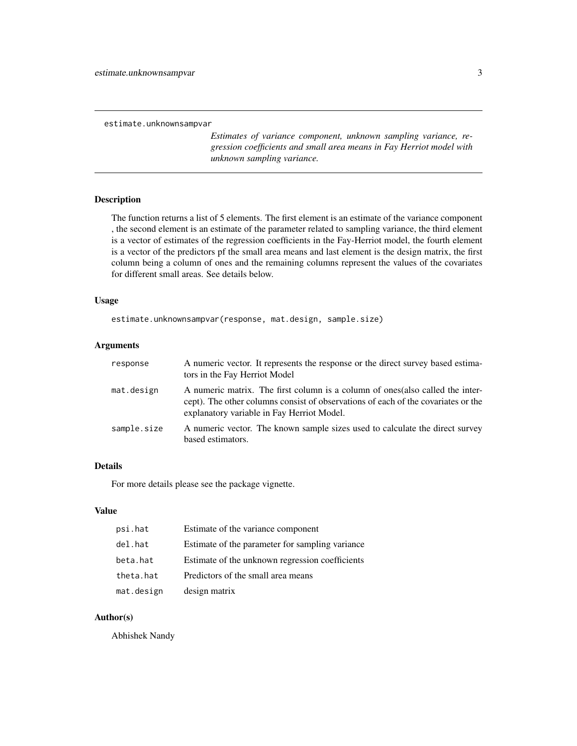estimate.unknownsampvar

*Estimates of variance component, unknown sampling variance, regression coefficients and small area means in Fay Herriot model with unknown sampling variance.*

## Description

The function returns a list of 5 elements. The first element is an estimate of the variance component , the second element is an estimate of the parameter related to sampling variance, the third element is a vector of estimates of the regression coefficients in the Fay-Herriot model, the fourth element is a vector of the predictors pf the small area means and last element is the design matrix, the first column being a column of ones and the remaining columns represent the values of the covariates for different small areas. See details below.

## Usage

```
estimate.unknownsampvar(response, mat.design, sample.size)
```

## Arguments

| | |
|---|---|
| response | A numeric vector. It represents the response or the direct survey based estimators in the Fay Herriot Model |
| mat.design | A numeric matrix. The first column is a column of ones(also called the intercept). The other columns consist of observations of each of the covariates or the explanatory variable in Fay Herriot Model. |
| sample.size | A numeric vector. The known sample sizes used to calculate the direct survey based estimators. |

## Details

For more details please see the package vignette.

## Value

| | |
|---|---|
| psi.hat | Estimate of the variance component |
| del.hat | Estimate of the parameter for sampling variance |
| beta.hat | Estimate of the unknown regression coefficients |
| theta.hat | Predictors of the small area means |
| mat.design | design matrix |

## Author(s)

Abhishek Nandy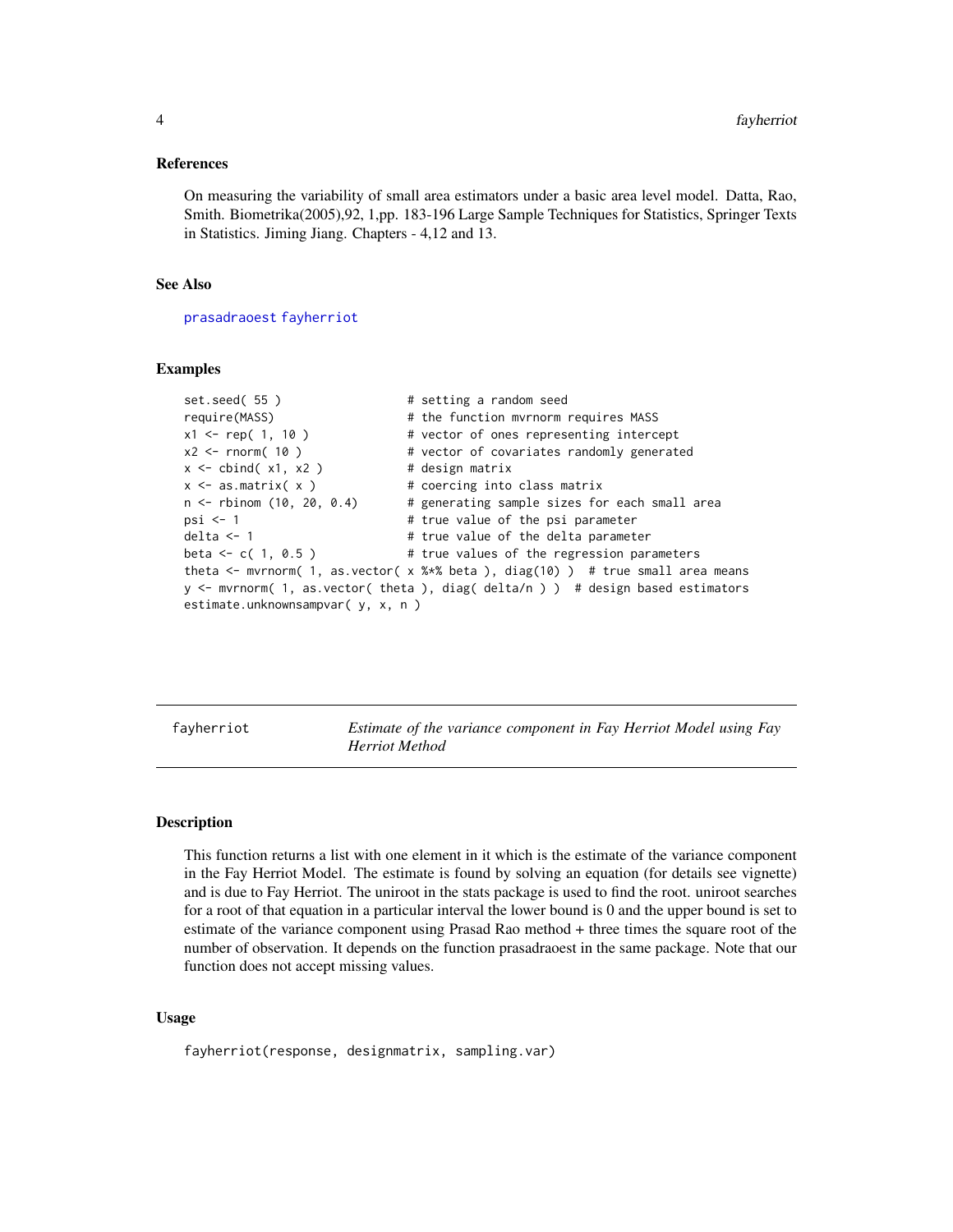### References

On measuring the variability of small area estimators under a basic area level model. Datta, Rao, Smith. Biometrika(2005),92, 1,pp. 183-196 Large Sample Techniques for Statistics, Springer Texts in Statistics. Jiming Jiang. Chapters - 4,12 and 13.

### See Also

prasadraoest fayherriot

### Examples

```
set.seed( 55 )                  # setting a random seed
require(MASS)                   # the function mvrnorm requires MASS
x1 <- rep( 1, 10 )              # vector of ones representing intercept
x2 <- rnorm( 10 )               # vector of covariates randomly generated
x <- cbind( x1, x2 )            # design matrix
x <- as.matrix( x )             # coercing into class matrix
n <- rbinom (10, 20, 0.4)       # generating sample sizes for each small area
psi <- 1                        # true value of the psi parameter
delta <- 1                      # true value of the delta parameter
beta <- c( 1, 0.5 )             # true values of the regression parameters
theta <- mvrnorm( 1, as.vector( x %*% beta ), diag(10) )  # true small area means
y <- mvrnorm( 1, as.vector( theta ), diag( delta/n ) )  # design based estimators
estimate.unknownsampvar( y, x, n )
```

---

## fayherriot — *Estimate of the variance component in Fay Herriot Model using Fay Herriot Method*

### Description

This function returns a list with one element in it which is the estimate of the variance component in the Fay Herriot Model. The estimate is found by solving an equation (for details see vignette) and is due to Fay Herriot. The uniroot in the stats package is used to find the root. uniroot searches for a root of that equation in a particular interval the lower bound is 0 and the upper bound is set to estimate of the variance component using Prasad Rao method + three times the square root of the number of observation. It depends on the function prasadraoest in the same package. Note that our function does not accept missing values.

### Usage

```
fayherriot(response, designmatrix, sampling.var)
```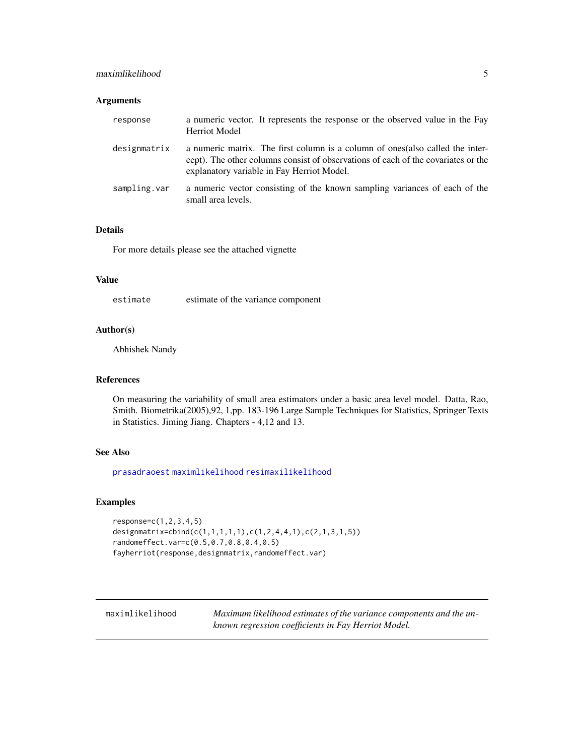## Arguments

| | |
|---|---|
| response | a numeric vector. It represents the response or the observed value in the Fay Herriot Model |
| designmatrix | a numeric matrix. The first column is a column of ones(also called the intercept). The other columns consist of observations of each of the covariates or the explanatory variable in Fay Herriot Model. |
| sampling.var | a numeric vector consisting of the known sampling variances of each of the small area levels. |

## Details

For more details please see the attached vignette

## Value

| | |
|---|---|
| estimate | estimate of the variance component |

## Author(s)

Abhishek Nandy

## References

On measuring the variability of small area estimators under a basic area level model. Datta, Rao, Smith. Biometrika(2005),92, 1,pp. 183-196 Large Sample Techniques for Statistics, Springer Texts in Statistics. Jiming Jiang. Chapters - 4,12 and 13.

## See Also

prasadraoest maximlikelihood resimaxilikelihood

## Examples

```
response=c(1,2,3,4,5)
designmatrix=cbind(c(1,1,1,1,1),c(1,2,4,4,1),c(2,1,3,1,5))
randomeffect.var=c(0.5,0.7,0.8,0.4,0.5)
fayherriot(response,designmatrix,randomeffect.var)
```

---

# maximlikelihood    *Maximum likelihood estimates of the variance components and the unknown regression coefficients in Fay Herriot Model.*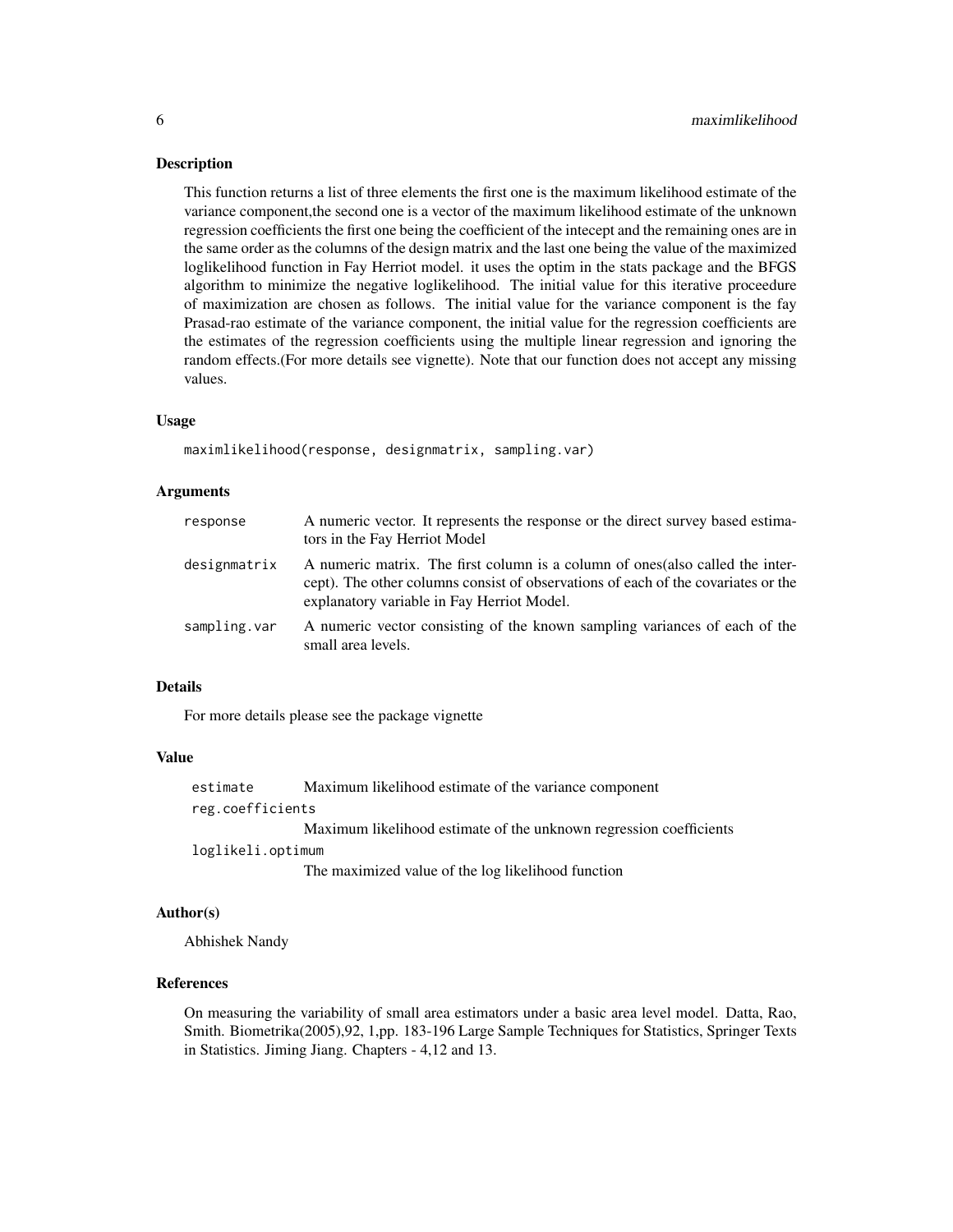## Description

This function returns a list of three elements the first one is the maximum likelihood estimate of the variance component,the second one is a vector of the maximum likelihood estimate of the unknown regression coefficients the first one being the coefficient of the intecept and the remaining ones are in the same order as the columns of the design matrix and the last one being the value of the maximized loglikelihood function in Fay Herriot model. it uses the optim in the stats package and the BFGS algorithm to minimize the negative loglikelihood. The initial value for this iterative proceedure of maximization are chosen as follows. The initial value for the variance component is the fay Prasad-rao estimate of the variance component, the initial value for the regression coefficients are the estimates of the regression coefficients using the multiple linear regression and ignoring the random effects.(For more details see vignette). Note that our function does not accept any missing values.

## Usage

```
maximlikelihood(response, designmatrix, sampling.var)
```

## Arguments

| | |
|---|---|
| `response` | A numeric vector. It represents the response or the direct survey based estimators in the Fay Herriot Model |
| `designmatrix` | A numeric matrix. The first column is a column of ones(also called the intercept). The other columns consist of observations of each of the covariates or the explanatory variable in Fay Herriot Model. |
| `sampling.var` | A numeric vector consisting of the known sampling variances of each of the small area levels. |

## Details

For more details please see the package vignette

## Value

| | |
|---|---|
| `estimate` | Maximum likelihood estimate of the variance component |
| `reg.coefficients` | Maximum likelihood estimate of the unknown regression coefficients |
| `loglikeli.optimum` | The maximized value of the log likelihood function |

## Author(s)

Abhishek Nandy

## References

On measuring the variability of small area estimators under a basic area level model. Datta, Rao, Smith. Biometrika(2005),92, 1,pp. 183-196 Large Sample Techniques for Statistics, Springer Texts in Statistics. Jiming Jiang. Chapters - 4,12 and 13.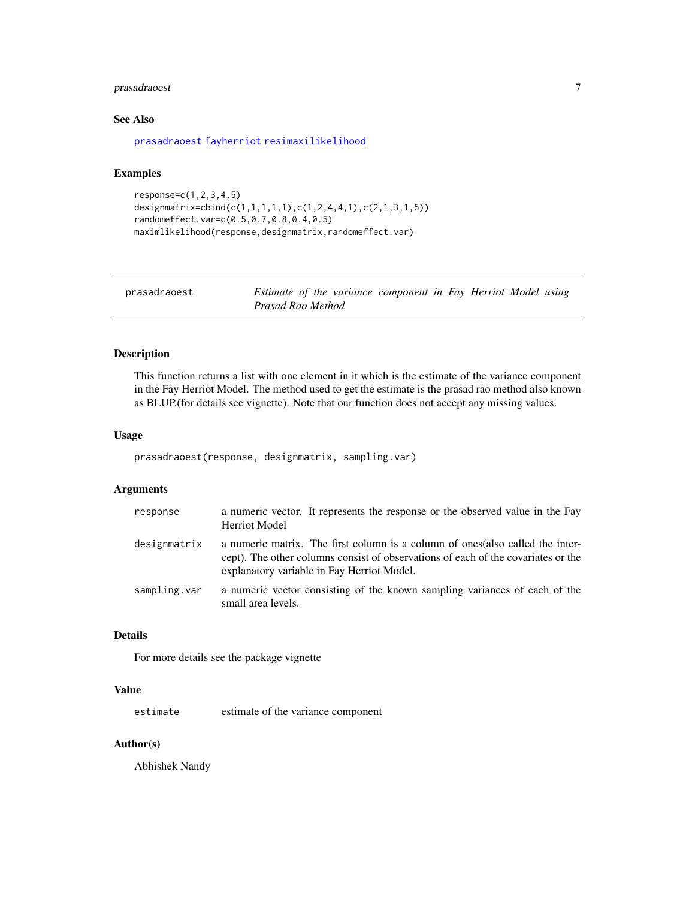### See Also

prasadraoest fayherriot resimaxilikelihood

### Examples

```
response=c(1,2,3,4,5)
designmatrix=cbind(c(1,1,1,1,1),c(1,2,4,4,1),c(2,1,3,1,5))
randomeffect.var=c(0.5,0.7,0.8,0.4,0.5)
maximlikelihood(response,designmatrix,randomeffect.var)
```

---

## prasadraoest — *Estimate of the variance component in Fay Herriot Model using Prasad Rao Method*

### Description

This function returns a list with one element in it which is the estimate of the variance component in the Fay Herriot Model. The method used to get the estimate is the prasad rao method also known as BLUP.(for details see vignette). Note that our function does not accept any missing values.

### Usage

```
prasadraoest(response, designmatrix, sampling.var)
```

### Arguments

| | |
|---|---|
| response | a numeric vector. It represents the response or the observed value in the Fay Herriot Model |
| designmatrix | a numeric matrix. The first column is a column of ones(also called the intercept). The other columns consist of observations of each of the covariates or the explanatory variable in Fay Herriot Model. |
| sampling.var | a numeric vector consisting of the known sampling variances of each of the small area levels. |

### Details

For more details see the package vignette

### Value

| | |
|---|---|
| estimate | estimate of the variance component |

### Author(s)

Abhishek Nandy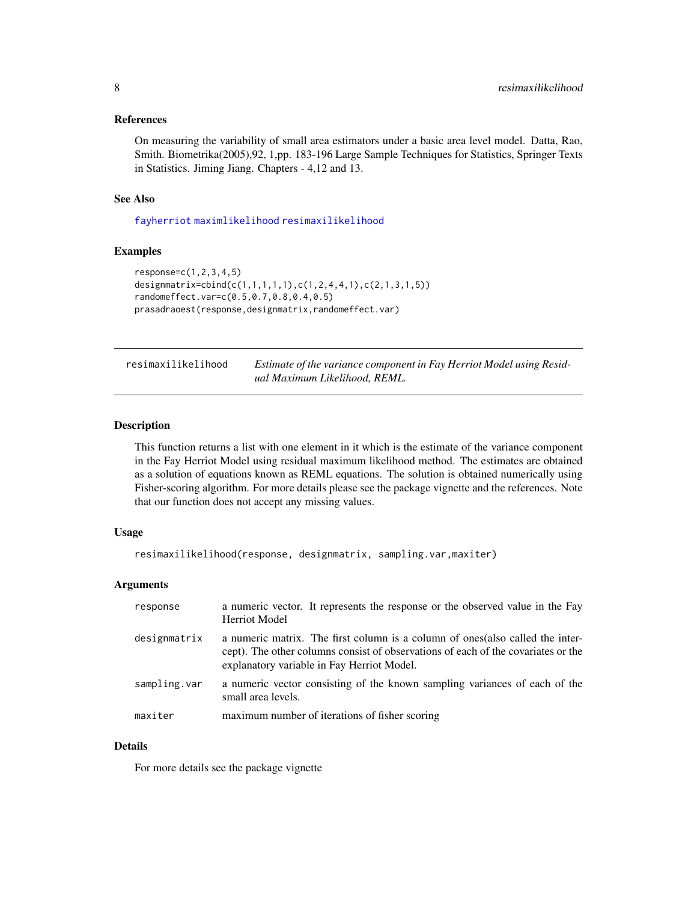### References

On measuring the variability of small area estimators under a basic area level model. Datta, Rao, Smith. Biometrika(2005),92, 1,pp. 183-196 Large Sample Techniques for Statistics, Springer Texts in Statistics. Jiming Jiang. Chapters - 4,12 and 13.

### See Also

`fayherriot` `maximlikelihood` `resimaxilikelihood`

### Examples

```
response=c(1,2,3,4,5)
designmatrix=cbind(c(1,1,1,1,1),c(1,2,4,4,1),c(2,1,3,1,5))
randomeffect.var=c(0.5,0.7,0.8,0.4,0.5)
prasadraoest(response,designmatrix,randomeffect.var)
```

---

## resimaxilikelihood — *Estimate of the variance component in Fay Herriot Model using Residual Maximum Likelihood, REML.*

### Description

This function returns a list with one element in it which is the estimate of the variance component in the Fay Herriot Model using residual maximum likelihood method. The estimates are obtained as a solution of equations known as REML equations. The solution is obtained numerically using Fisher-scoring algorithm. For more details please see the package vignette and the references. Note that our function does not accept any missing values.

### Usage

```
resimaxilikelihood(response, designmatrix, sampling.var,maxiter)
```

### Arguments

| | |
|---|---|
| response | a numeric vector. It represents the response or the observed value in the Fay Herriot Model |
| designmatrix | a numeric matrix. The first column is a column of ones(also called the intercept). The other columns consist of observations of each of the covariates or the explanatory variable in Fay Herriot Model. |
| sampling.var | a numeric vector consisting of the known sampling variances of each of the small area levels. |
| maxiter | maximum number of iterations of fisher scoring |

### Details

For more details see the package vignette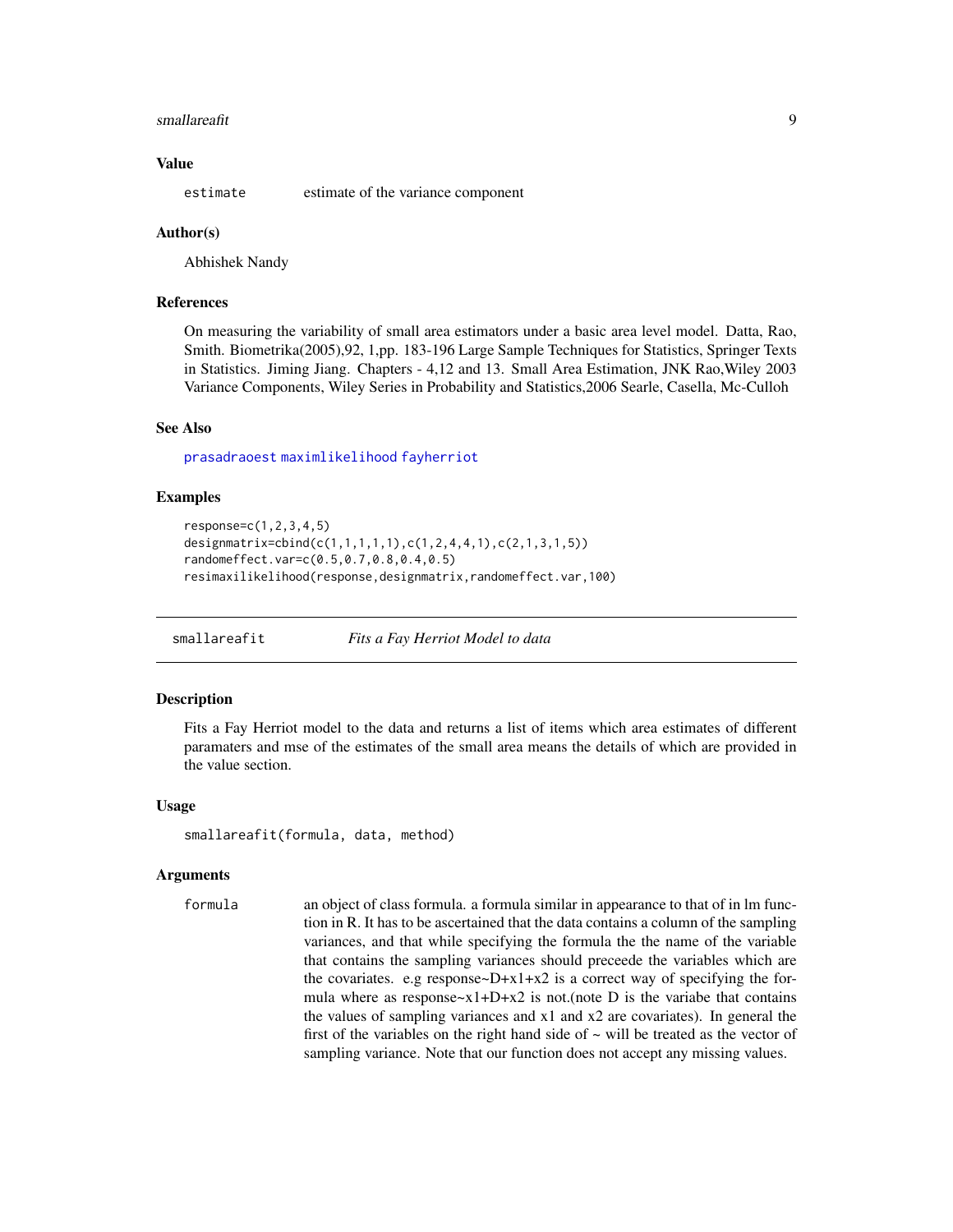### Value

`estimate` estimate of the variance component

### Author(s)

Abhishek Nandy

### References

On measuring the variability of small area estimators under a basic area level model. Datta, Rao, Smith. Biometrika(2005),92, 1,pp. 183-196 Large Sample Techniques for Statistics, Springer Texts in Statistics. Jiming Jiang. Chapters - 4,12 and 13. Small Area Estimation, JNK Rao,Wiley 2003 Variance Components, Wiley Series in Probability and Statistics,2006 Searle, Casella, Mc-Culloh

### See Also

prasadraoest maximlikelihood fayherriot

### Examples

```
response=c(1,2,3,4,5)
designmatrix=cbind(c(1,1,1,1,1),c(1,2,4,4,1),c(2,1,3,1,5))
randomeffect.var=c(0.5,0.7,0.8,0.4,0.5)
resimaxilikelihood(response,designmatrix,randomeffect.var,100)
```

---

## smallareafit *Fits a Fay Herriot Model to data*

### Description

Fits a Fay Herriot model to the data and returns a list of items which area estimates of different paramaters and mse of the estimates of the small area means the details of which are provided in the value section.

### Usage

```
smallareafit(formula, data, method)
```

### Arguments

`formula` an object of class formula. a formula similar in appearance to that of in lm function in R. It has to be ascertained that the data contains a column of the sampling variances, and that while specifying the formula the the name of the variable that contains the sampling variances should preceede the variables which are the covariates. e.g response~D+x1+x2 is a correct way of specifying the formula where as response~x1+D+x2 is not.(note D is the variabe that contains the values of sampling variances and x1 and x2 are covariates). In general the first of the variables on the right hand side of ~ will be treated as the vector of sampling variance. Note that our function does not accept any missing values.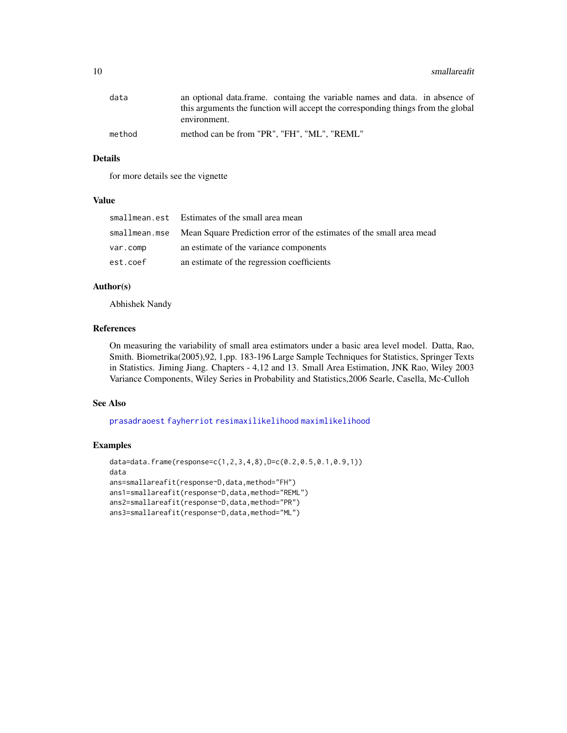| | |
|---|---|
| data | an optional data.frame. containg the variable names and data. in absence of this arguments the function will accept the corresponding things from the global environment. |
| method | method can be from "PR", "FH", "ML", "REML" |

## Details

for more details see the vignette

## Value

| | |
|---|---|
| smallmean.est | Estimates of the small area mean |
| smallmean.mse | Mean Square Prediction error of the estimates of the small area mead |
| var.comp | an estimate of the variance components |
| est.coef | an estimate of the regression coefficients |

## Author(s)

Abhishek Nandy

## References

On measuring the variability of small area estimators under a basic area level model. Datta, Rao, Smith. Biometrika(2005),92, 1,pp. 183-196 Large Sample Techniques for Statistics, Springer Texts in Statistics. Jiming Jiang. Chapters - 4,12 and 13. Small Area Estimation, JNK Rao, Wiley 2003 Variance Components, Wiley Series in Probability and Statistics,2006 Searle, Casella, Mc-Culloh

## See Also

prasadraoest fayherriot resimaxilikelihood maximlikelihood

## Examples

```
data=data.frame(response=c(1,2,3,4,8),D=c(0.2,0.5,0.1,0.9,1))
data
ans=smallareafit(response~D,data,method="FH")
ans1=smallareafit(response~D,data,method="REML")
ans2=smallareafit(response~D,data,method="PR")
ans3=smallareafit(response~D,data,method="ML")
```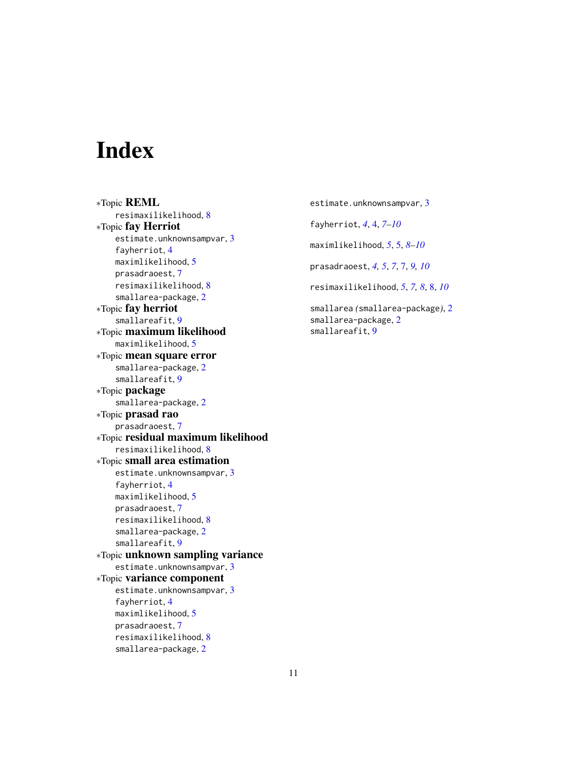# Index

∗Topic **REML**
  resimaxilikelihood, 8
∗Topic **fay Herriot**
  estimate.unknownsampvar, 3
  fayherriot, 4
  maximlikelihood, 5
  prasadraoest, 7
  resimaxilikelihood, 8
  smallarea-package, 2
∗Topic **fay herriot**
  smallareafit, 9
∗Topic **maximum likelihood**
  maximlikelihood, 5
∗Topic **mean square error**
  smallarea-package, 2
  smallareafit, 9
∗Topic **package**
  smallarea-package, 2
∗Topic **prasad rao**
  prasadraoest, 7
∗Topic **residual maximum likelihood**
  resimaxilikelihood, 8
∗Topic **small area estimation**
  estimate.unknownsampvar, 3
  fayherriot, 4
  maximlikelihood, 5
  prasadraoest, 7
  resimaxilikelihood, 8
  smallarea-package, 2
  smallareafit, 9
∗Topic **unknown sampling variance**
  estimate.unknownsampvar, 3
∗Topic **variance component**
  estimate.unknownsampvar, 3
  fayherriot, 4
  maximlikelihood, 5
  prasadraoest, 7
  resimaxilikelihood, 8
  smallarea-package, 2

estimate.unknownsampvar, 3

fayherriot, *4*, 4, *7–10*

maximlikelihood, *5*, 5, *8–10*

prasadraoest, *4, 5*, *7*, 7, *9, 10*

resimaxilikelihood, *5*, *7, 8*, 8, *10*

smallarea *(*smallarea-package*)*, 2
smallarea-package, 2
smallareafit, 9